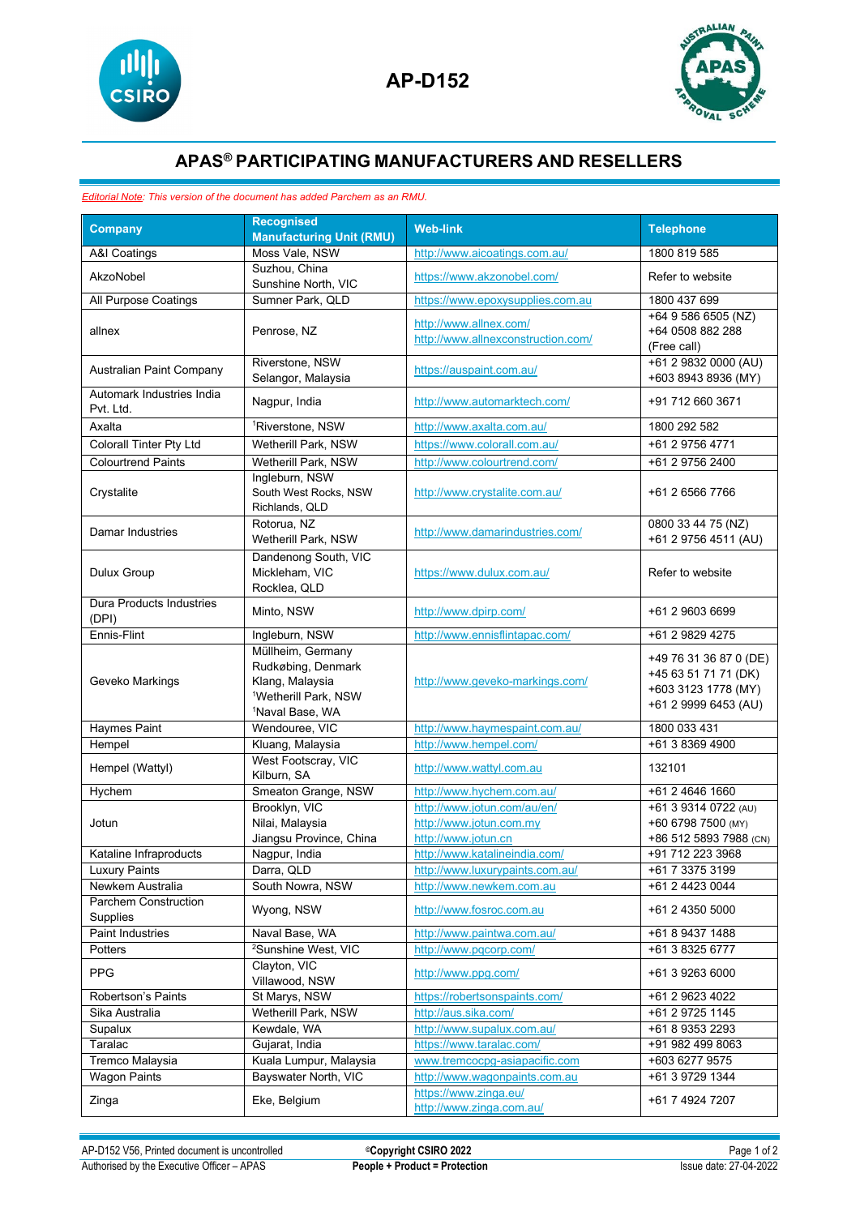# AP-D152

## APAS® PARTICIPATING MANUFACTURERS AND RESELLERS

*Editorial Note: This version of the document has added Parchem as an RMU.*

| Company | Recognised Manufacturing Unit (RMU) | Web-link | Telephone |
|---|---|---|---|
| A&I Coatings | Moss Vale, NSW | http://www.aicoatings.com.au/ | 1800 819 585 |
| AkzoNobel | Suzhou, China<br>Sunshine North, VIC | https://www.akzonobel.com/ | Refer to website |
| All Purpose Coatings | Sumner Park, QLD | https://www.epoxysupplies.com.au | 1800 437 699 |
| allnex | Penrose, NZ | http://www.allnex.com/<br>http://www.allnexconstruction.com/ | +64 9 586 6505 (NZ)<br>+64 0508 882 288 (Free call) |
| Australian Paint Company | Riverstone, NSW<br>Selangor, Malaysia | https://auspaint.com.au/ | +61 2 9832 0000 (AU)<br>+603 8943 8936 (MY) |
| Automark Industries India Pvt. Ltd. | Nagpur, India | http://www.automarktech.com/ | +91 712 660 3671 |
| Axalta | [1]Riverstone, NSW | http://www.axalta.com.au/ | 1800 292 582 |
| Colorall Tinter Pty Ltd | Wetherill Park, NSW | https://www.colorall.com.au/ | +61 2 9756 4771 |
| Colourtrend Paints | Wetherill Park, NSW | http://www.colourtrend.com/ | +61 2 9756 2400 |
| Crystalite | Ingleburn, NSW<br>South West Rocks, NSW<br>Richlands, QLD | http://www.crystalite.com.au/ | +61 2 6566 7766 |
| Damar Industries | Rotorua, NZ<br>Wetherill Park, NSW | http://www.damarindustries.com/ | 0800 33 44 75 (NZ)<br>+61 2 9756 4511 (AU) |
| Dulux Group | Dandenong South, VIC<br>Mickleham, VIC<br>Rocklea, QLD | https://www.dulux.com.au/ | Refer to website |
| Dura Products Industries (DPI) | Minto, NSW | http://www.dpirp.com/ | +61 2 9603 6699 |
| Ennis-Flint | Ingleburn, NSW | http://www.ennisflintapac.com/ | +61 2 9829 4275 |
| Geveko Markings | Müllheim, Germany<br>Rudkøbing, Denmark<br>Klang, Malaysia<br>[1]Wetherill Park, NSW<br>[1]Naval Base, WA | http://www.geveko-markings.com/ | +49 76 31 36 87 0 (DE)<br>+45 63 51 71 71 (DK)<br>+603 3123 1778 (MY)<br>+61 2 9999 6453 (AU) |
| Haymes Paint | Wendouree, VIC | http://www.haymespaint.com.au/ | 1800 033 431 |
| Hempel | Kluang, Malaysia | http://www.hempel.com/ | +61 3 8369 4900 |
| Hempel (Wattyl) | West Footscray, VIC<br>Kilburn, SA | http://www.wattyl.com.au | 132101 |
| Hychem | Smeaton Grange, NSW | http://www.hychem.com.au/ | +61 2 4646 1660 |
| Jotun | Brooklyn, VIC<br>Nilai, Malaysia<br>Jiangsu Province, China | http://www.jotun.com/au/en/<br>http://www.jotun.com.my<br>http://www.jotun.cn | +61 3 9314 0722 (AU)<br>+60 6798 7500 (MY)<br>+86 512 5893 7988 (CN) |
| Kataline Infraproducts | Nagpur, India | http://www.katalineindia.com/ | +91 712 223 3968 |
| Luxury Paints | Darra, QLD | http://www.luxurypaints.com.au/ | +61 7 3375 3199 |
| Newkem Australia | South Nowra, NSW | http://www.newkem.com.au | +61 2 4423 0044 |
| Parchem Construction Supplies | Wyong, NSW | http://www.fosroc.com.au | +61 2 4350 5000 |
| Paint Industries | Naval Base, WA | http://www.paintwa.com.au/ | +61 8 9437 1488 |
| Potters | [2]Sunshine West, VIC | http://www.pqcorp.com/ | +61 3 8325 6777 |
| PPG | Clayton, VIC<br>Villawood, NSW | http://www.ppg.com/ | +61 3 9263 6000 |
| Robertson's Paints | St Marys, NSW | https://robertsonspaints.com/ | +61 2 9623 4022 |
| Sika Australia | Wetherill Park, NSW | http://aus.sika.com/ | +61 2 9725 1145 |
| Supalux | Kewdale, WA | http://www.supalux.com.au/ | +61 8 9353 2293 |
| Taralac | Gujarat, India | https://www.taralac.com/ | +91 982 499 8063 |
| Tremco Malaysia | Kuala Lumpur, Malaysia | www.tremcocpg-asiapacific.com | +603 6277 9575 |
| Wagon Paints | Bayswater North, VIC | http://www.wagonpaints.com.au | +61 3 9729 1344 |
| Zinga | Eke, Belgium | https://www.zinga.eu/<br>http://www.zinga.com.au/ | +61 7 4924 7207 |

AP-D152 V56, Printed document is uncontrolled — ©Copyright CSIRO 2022
Authorised by the Executive Officer – APAS — People + Product = Protection — Issue date: 27-04-2022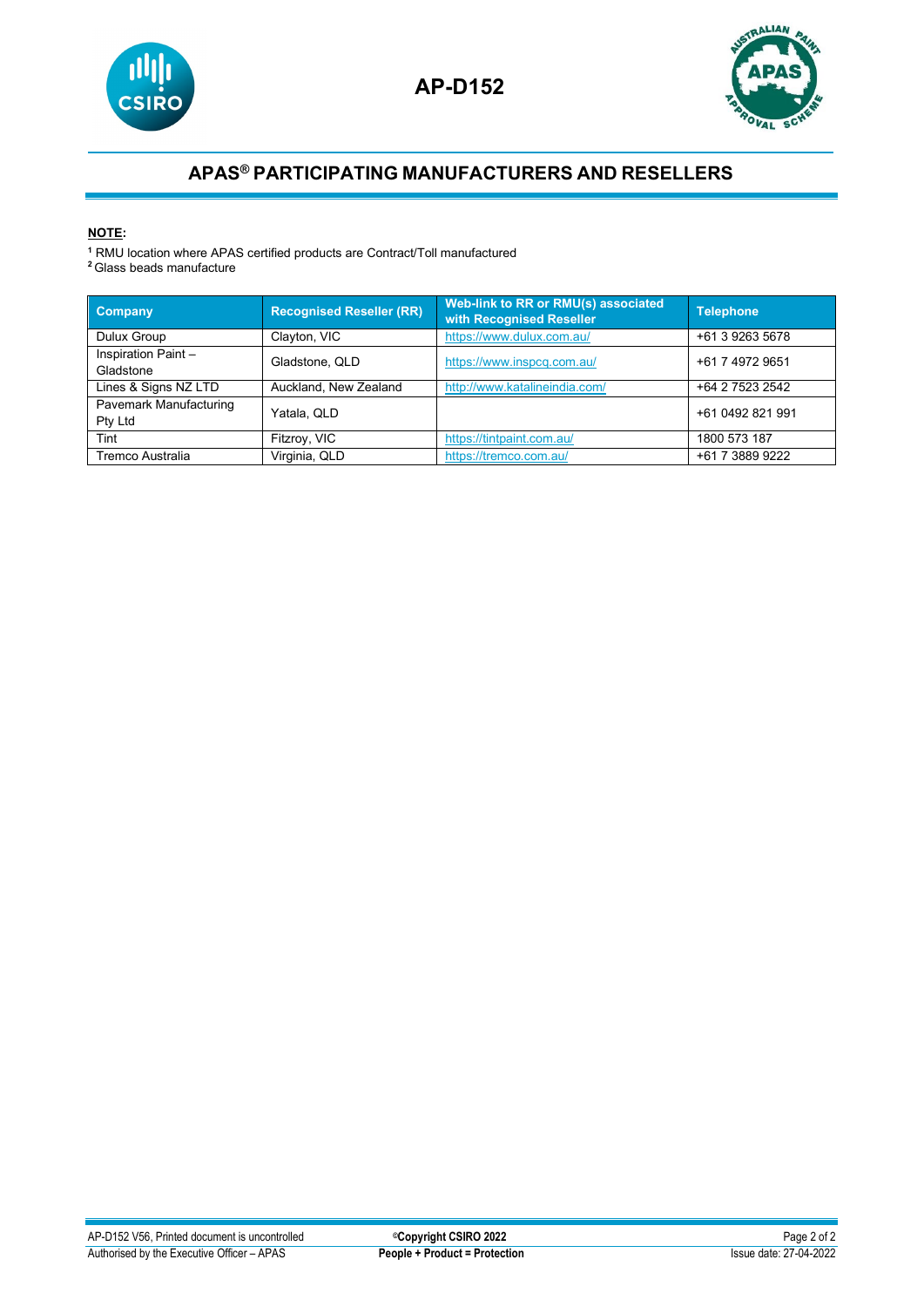# AP-D152

## APAS® PARTICIPATING MANUFACTURERS AND RESELLERS

**NOTE:**

[1] RMU location where APAS certified products are Contract/Toll manufactured
[2] Glass beads manufacture

| Company | Recognised Reseller (RR) | Web-link to RR or RMU(s) associated with Recognised Reseller | Telephone |
|---|---|---|---|
| Dulux Group | Clayton, VIC | https://www.dulux.com.au/ | +61 3 9263 5678 |
| Inspiration Paint – Gladstone | Gladstone, QLD | https://www.inspcq.com.au/ | +61 7 4972 9651 |
| Lines & Signs NZ LTD | Auckland, New Zealand | http://www.katalineindia.com/ | +64 2 7523 2542 |
| Pavemark Manufacturing Pty Ltd | Yatala, QLD | | +61 0492 821 991 |
| Tint | Fitzroy, VIC | https://tintpaint.com.au/ | 1800 573 187 |
| Tremco Australia | Virginia, QLD | https://tremco.com.au/ | +61 7 3889 9222 |

AP-D152 V56, Printed document is uncontrolled
Authorised by the Executive Officer – APAS
©Copyright CSIRO 2022
People + Product = Protection
Issue date: 27-04-2022